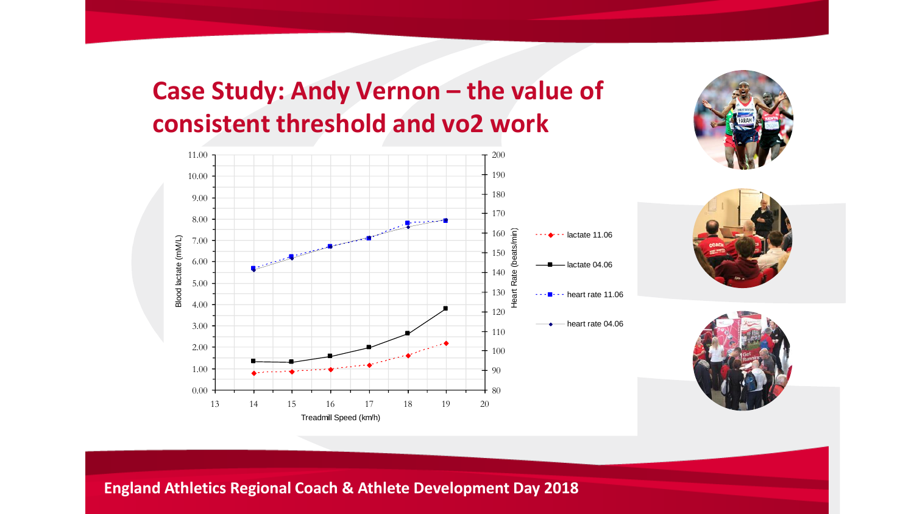# Case Study: Andy Vernon – the value of consistent threshold and vo2 work

England Athletics Regional Coach & Athlete Development Day 2018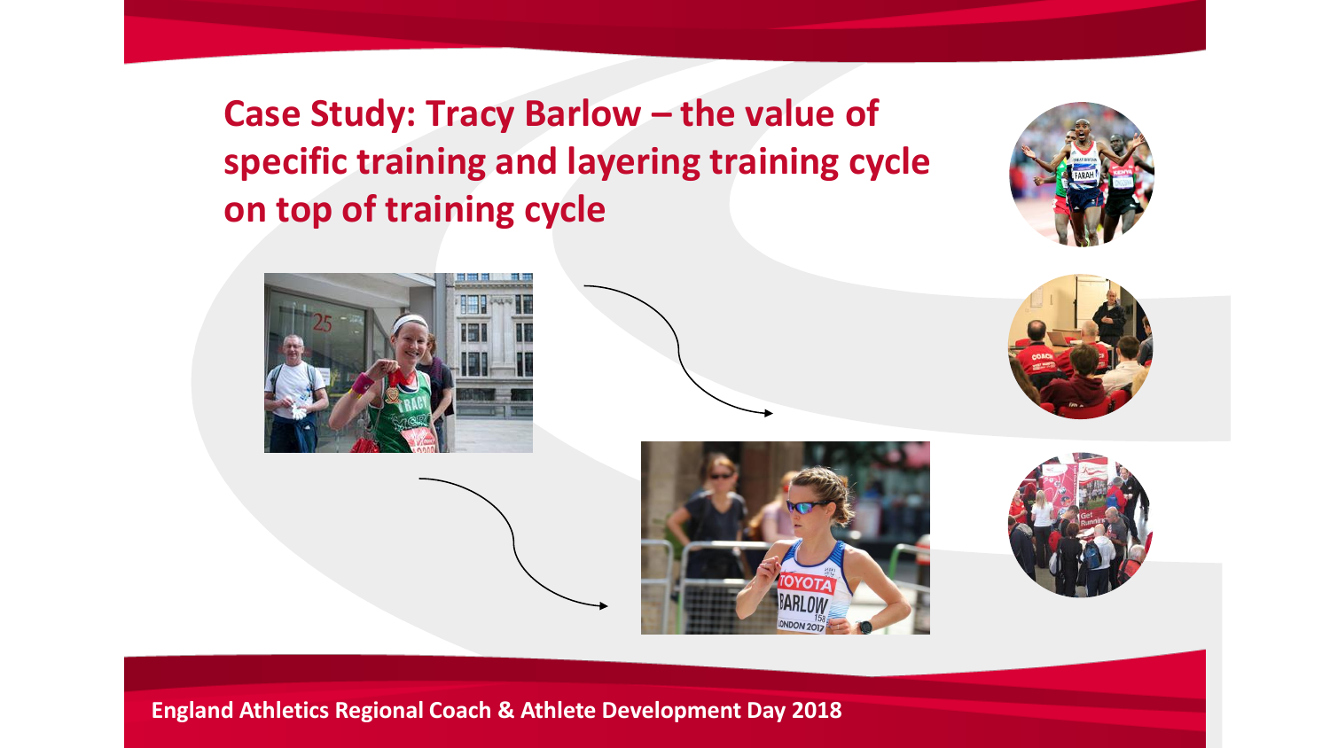# Case Study: Tracy Barlow – the value of specific training and layering training cycle on top of training cycle

England Athletics Regional Coach & Athlete Development Day 2018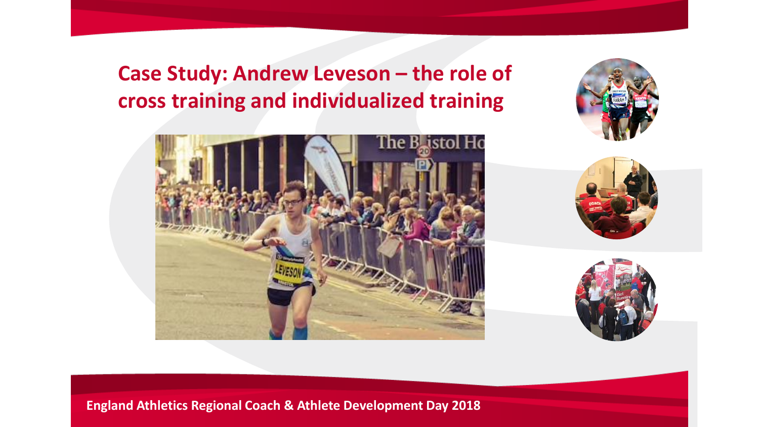# Case Study: Andrew Leveson – the role of cross training and individualized training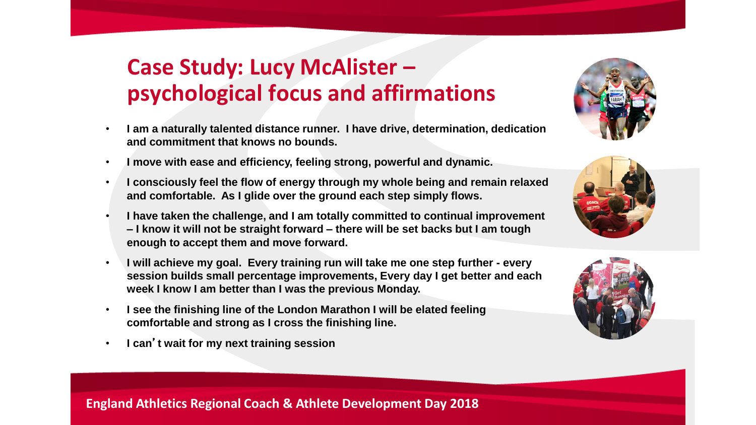# Case Study: Lucy McAlister – psychological focus and affirmations

- **I am a naturally talented distance runner. I have drive, determination, dedication and commitment that knows no bounds.**
- **I move with ease and efficiency, feeling strong, powerful and dynamic.**
- **I consciously feel the flow of energy through my whole being and remain relaxed and comfortable. As I glide over the ground each step simply flows.**
- **I have taken the challenge, and I am totally committed to continual improvement – I know it will not be straight forward – there will be set backs but I am tough enough to accept them and move forward.**
- **I will achieve my goal. Every training run will take me one step further - every session builds small percentage improvements, Every day I get better and each week I know I am better than I was the previous Monday.**
- **I see the finishing line of the London Marathon I will be elated feeling comfortable and strong as I cross the finishing line.**
- **I can't wait for my next training session**